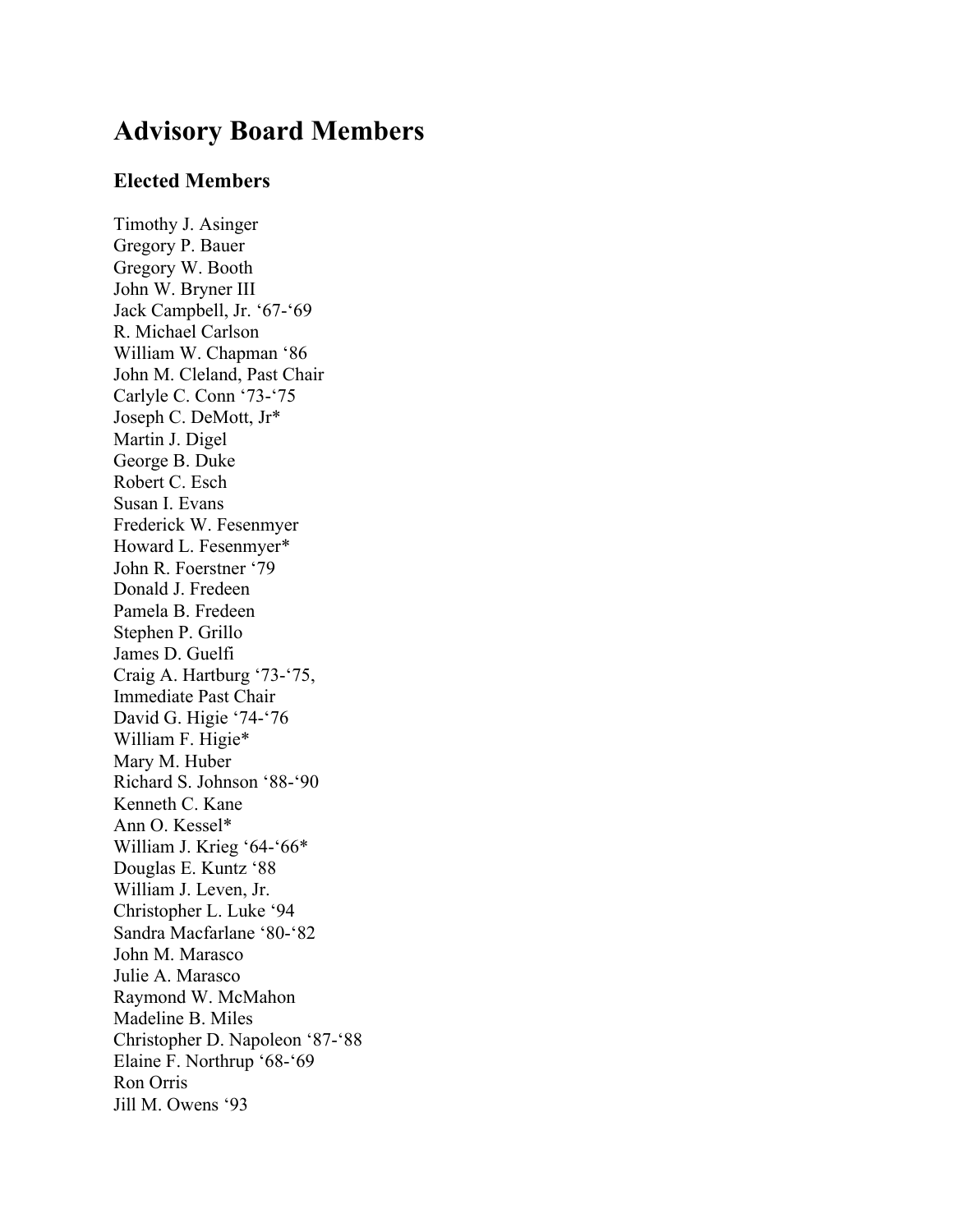# Advisory Board Members

## Elected Members

Timothy J. Asinger
Gregory P. Bauer
Gregory W. Booth
John W. Bryner III
Jack Campbell, Jr. '67-'69
R. Michael Carlson
William W. Chapman '86
John M. Cleland, Past Chair
Carlyle C. Conn '73-'75
Joseph C. DeMott, Jr*
Martin J. Digel
George B. Duke
Robert C. Esch
Susan I. Evans
Frederick W. Fesenmyer
Howard L. Fesenmyer*
John R. Foerstner '79
Donald J. Fredeen
Pamela B. Fredeen
Stephen P. Grillo
James D. Guelfi
Craig A. Hartburg '73-'75,
Immediate Past Chair
David G. Higie '74-'76
William F. Higie*
Mary M. Huber
Richard S. Johnson '88-'90
Kenneth C. Kane
Ann O. Kessel*
William J. Krieg '64-'66*
Douglas E. Kuntz '88
William J. Leven, Jr.
Christopher L. Luke '94
Sandra Macfarlane '80-'82
John M. Marasco
Julie A. Marasco
Raymond W. McMahon
Madeline B. Miles
Christopher D. Napoleon '87-'88
Elaine F. Northrup '68-'69
Ron Orris
Jill M. Owens '93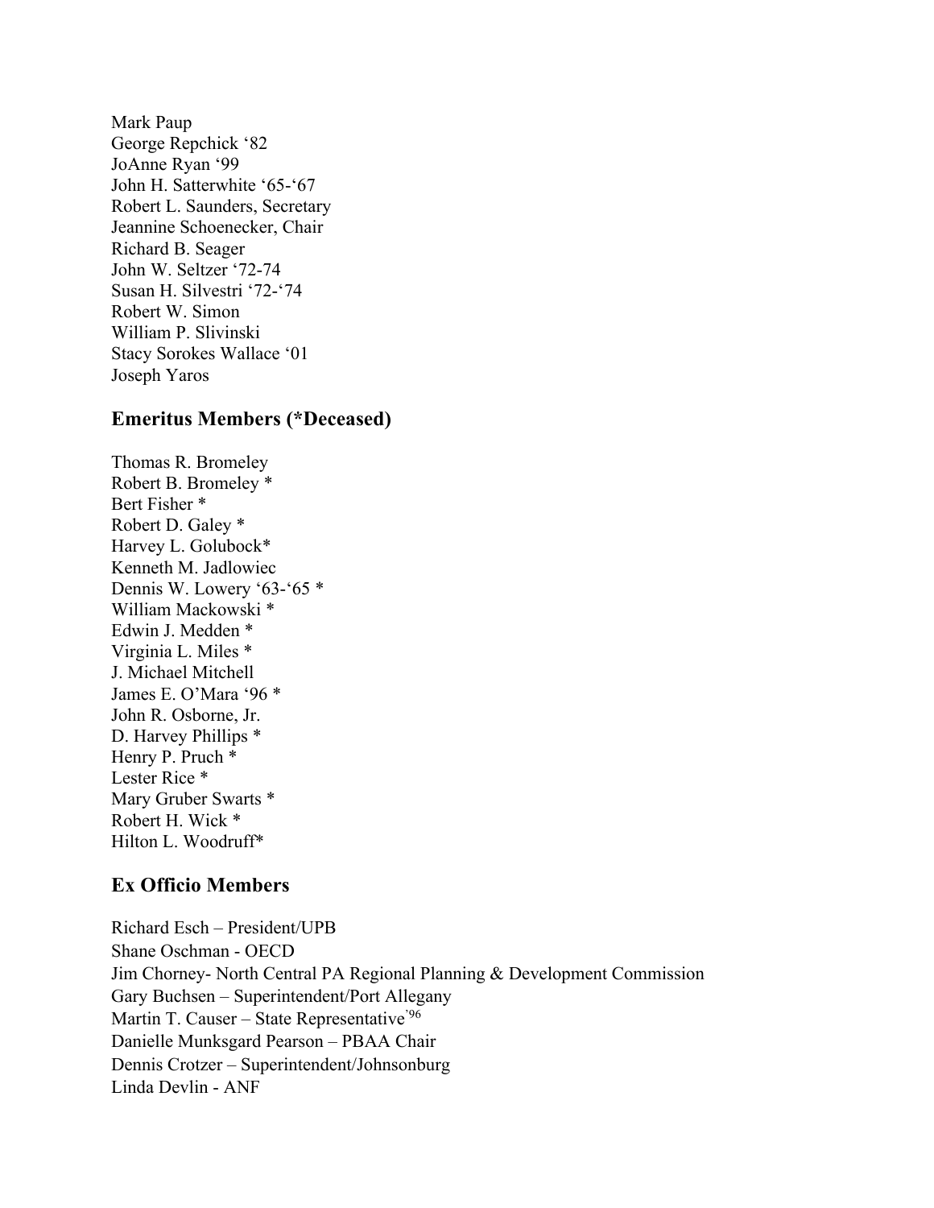Mark Paup
George Repchick '82
JoAnne Ryan '99
John H. Satterwhite '65-'67
Robert L. Saunders, Secretary
Jeannine Schoenecker, Chair
Richard B. Seager
John W. Seltzer '72-74
Susan H. Silvestri '72-'74
Robert W. Simon
William P. Slivinski
Stacy Sorokes Wallace '01
Joseph Yaros

## Emeritus Members (*Deceased)

Thomas R. Bromeley
Robert B. Bromeley *
Bert Fisher *
Robert D. Galey *
Harvey L. Golubock*
Kenneth M. Jadlowiec
Dennis W. Lowery '63-'65 *
William Mackowski *
Edwin J. Medden *
Virginia L. Miles *
J. Michael Mitchell
James E. O'Mara '96 *
John R. Osborne, Jr.
D. Harvey Phillips *
Henry P. Pruch *
Lester Rice *
Mary Gruber Swarts *
Robert H. Wick *
Hilton L. Woodruff*

## Ex Officio Members

Richard Esch – President/UPB
Shane Oschman - OECD
Jim Chorney- North Central PA Regional Planning & Development Commission
Gary Buchsen – Superintendent/Port Allegany
Martin T. Causer – State Representative'96
Danielle Munksgard Pearson – PBAA Chair
Dennis Crotzer – Superintendent/Johnsonburg
Linda Devlin - ANF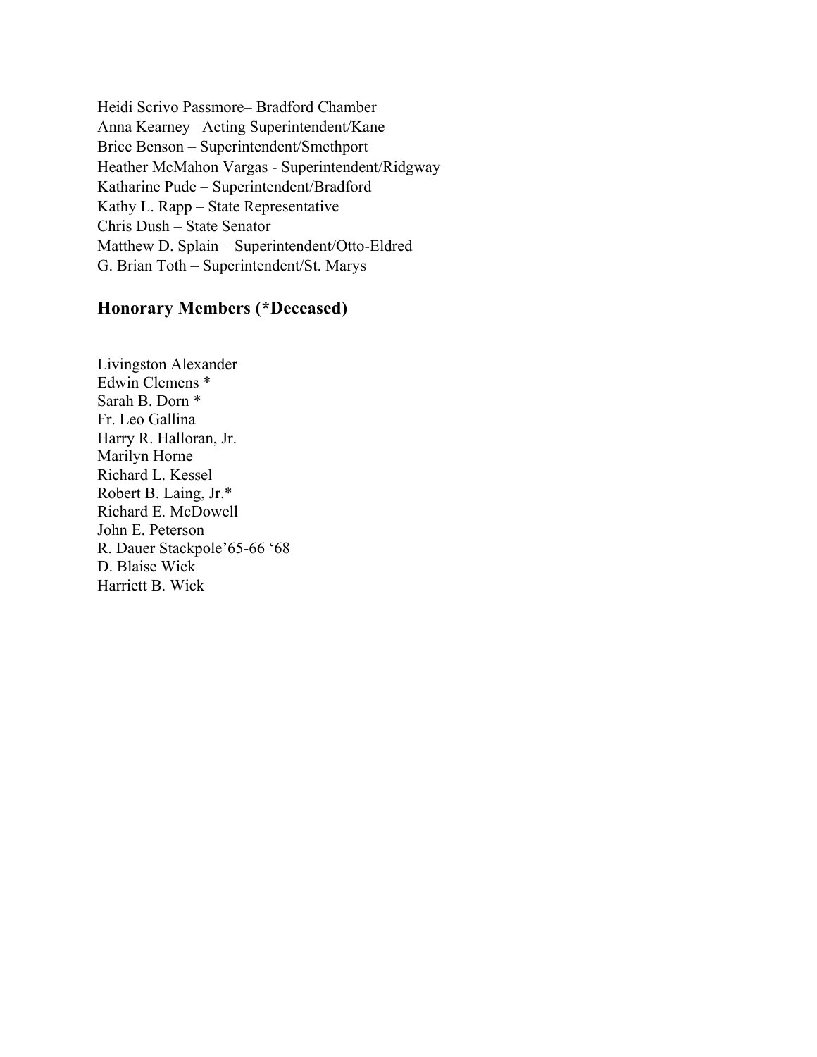Heidi Scrivo Passmore– Bradford Chamber
Anna Kearney– Acting Superintendent/Kane
Brice Benson – Superintendent/Smethport
Heather McMahon Vargas - Superintendent/Ridgway
Katharine Pude – Superintendent/Bradford
Kathy L. Rapp – State Representative
Chris Dush – State Senator
Matthew D. Splain – Superintendent/Otto-Eldred
G. Brian Toth – Superintendent/St. Marys

## Honorary Members (*Deceased)

Livingston Alexander
Edwin Clemens *
Sarah B. Dorn *
Fr. Leo Gallina
Harry R. Halloran, Jr.
Marilyn Horne
Richard L. Kessel
Robert B. Laing, Jr.*
Richard E. McDowell
John E. Peterson
R. Dauer Stackpole'65-66 '68
D. Blaise Wick
Harriett B. Wick